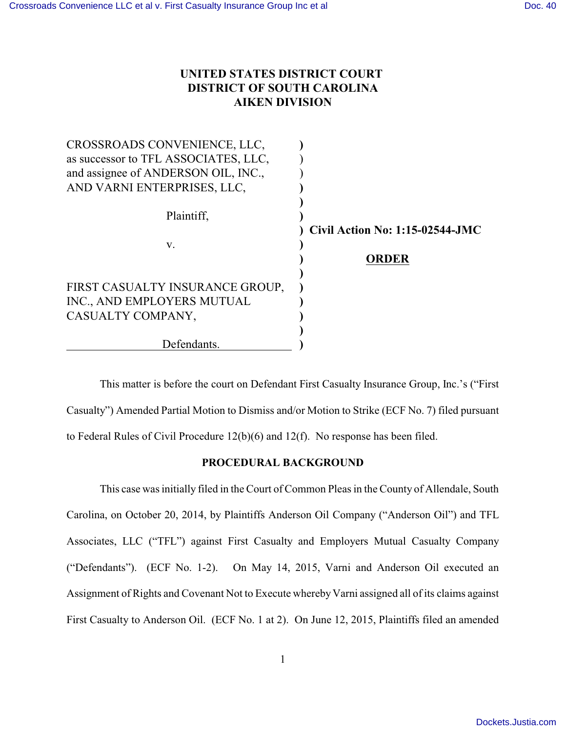**UNITED STATES DISTRICT COURT**
**DISTRICT OF SOUTH CAROLINA**
**AIKEN DIVISION**

| | | |
|---|---|---|
| CROSSROADS CONVENIENCE, LLC, as successor to TFL ASSOCIATES, LLC, and assignee of ANDERSON OIL, INC., AND VARNI ENTERPRISES, LLC, | ) | |
| Plaintiff, | ) | **Civil Action No: 1:15-02544-JMC** |
| v. | ) | **ORDER** |
| FIRST CASUALTY INSURANCE GROUP, INC., AND EMPLOYERS MUTUAL CASUALTY COMPANY, | ) | |
| Defendants. | ) | |

This matter is before the court on Defendant First Casualty Insurance Group, Inc.'s ("First Casualty") Amended Partial Motion to Dismiss and/or Motion to Strike (ECF No. 7) filed pursuant to Federal Rules of Civil Procedure 12(b)(6) and 12(f). No response has been filed.

**PROCEDURAL BACKGROUND**

This case was initially filed in the Court of Common Pleas in the County of Allendale, South Carolina, on October 20, 2014, by Plaintiffs Anderson Oil Company ("Anderson Oil") and TFL Associates, LLC ("TFL") against First Casualty and Employers Mutual Casualty Company ("Defendants"). (ECF No. 1-2). On May 14, 2015, Varni and Anderson Oil executed an Assignment of Rights and Covenant Not to Execute whereby Varni assigned all of its claims against First Casualty to Anderson Oil. (ECF No. 1 at 2). On June 12, 2015, Plaintiffs filed an amended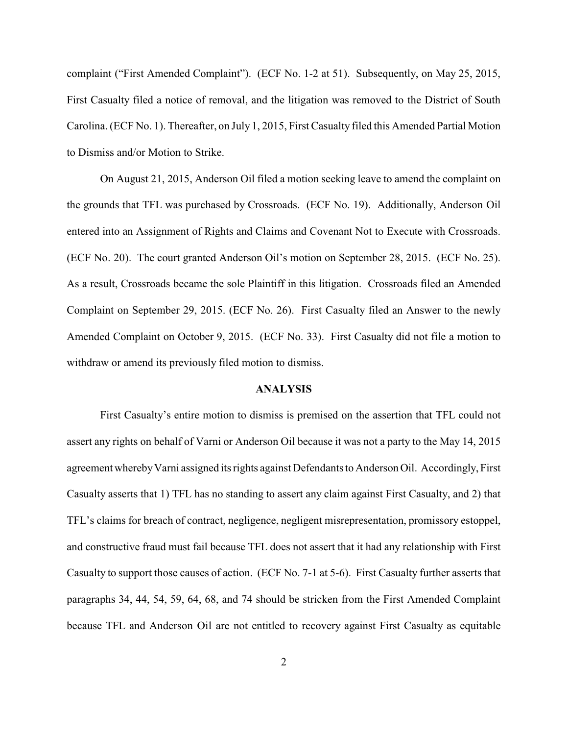complaint ("First Amended Complaint"). (ECF No. 1-2 at 51). Subsequently, on May 25, 2015, First Casualty filed a notice of removal, and the litigation was removed to the District of South Carolina. (ECF No. 1). Thereafter, on July 1, 2015, First Casualty filed this Amended Partial Motion to Dismiss and/or Motion to Strike.

On August 21, 2015, Anderson Oil filed a motion seeking leave to amend the complaint on the grounds that TFL was purchased by Crossroads. (ECF No. 19). Additionally, Anderson Oil entered into an Assignment of Rights and Claims and Covenant Not to Execute with Crossroads. (ECF No. 20). The court granted Anderson Oil's motion on September 28, 2015. (ECF No. 25). As a result, Crossroads became the sole Plaintiff in this litigation. Crossroads filed an Amended Complaint on September 29, 2015. (ECF No. 26). First Casualty filed an Answer to the newly Amended Complaint on October 9, 2015. (ECF No. 33). First Casualty did not file a motion to withdraw or amend its previously filed motion to dismiss.

## ANALYSIS

First Casualty's entire motion to dismiss is premised on the assertion that TFL could not assert any rights on behalf of Varni or Anderson Oil because it was not a party to the May 14, 2015 agreement whereby Varni assigned its rights against Defendants to Anderson Oil. Accordingly, First Casualty asserts that 1) TFL has no standing to assert any claim against First Casualty, and 2) that TFL's claims for breach of contract, negligence, negligent misrepresentation, promissory estoppel, and constructive fraud must fail because TFL does not assert that it had any relationship with First Casualty to support those causes of action. (ECF No. 7-1 at 5-6). First Casualty further asserts that paragraphs 34, 44, 54, 59, 64, 68, and 74 should be stricken from the First Amended Complaint because TFL and Anderson Oil are not entitled to recovery against First Casualty as equitable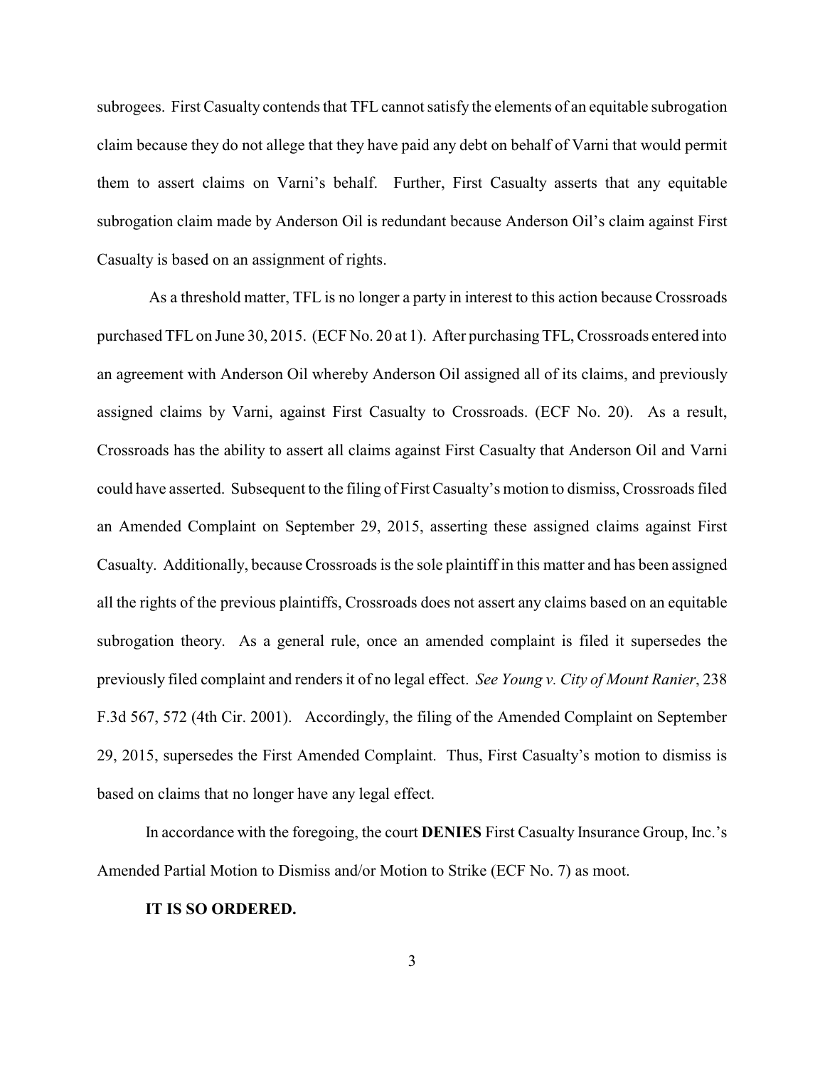subrogees. First Casualty contends that TFL cannot satisfy the elements of an equitable subrogation claim because they do not allege that they have paid any debt on behalf of Varni that would permit them to assert claims on Varni's behalf. Further, First Casualty asserts that any equitable subrogation claim made by Anderson Oil is redundant because Anderson Oil's claim against First Casualty is based on an assignment of rights.

As a threshold matter, TFL is no longer a party in interest to this action because Crossroads purchased TFL on June 30, 2015. (ECF No. 20 at 1). After purchasing TFL, Crossroads entered into an agreement with Anderson Oil whereby Anderson Oil assigned all of its claims, and previously assigned claims by Varni, against First Casualty to Crossroads. (ECF No. 20). As a result, Crossroads has the ability to assert all claims against First Casualty that Anderson Oil and Varni could have asserted. Subsequent to the filing of First Casualty's motion to dismiss, Crossroads filed an Amended Complaint on September 29, 2015, asserting these assigned claims against First Casualty. Additionally, because Crossroads is the sole plaintiff in this matter and has been assigned all the rights of the previous plaintiffs, Crossroads does not assert any claims based on an equitable subrogation theory. As a general rule, once an amended complaint is filed it supersedes the previously filed complaint and renders it of no legal effect. *See Young v. City of Mount Ranier*, 238 F.3d 567, 572 (4th Cir. 2001). Accordingly, the filing of the Amended Complaint on September 29, 2015, supersedes the First Amended Complaint. Thus, First Casualty's motion to dismiss is based on claims that no longer have any legal effect.

In accordance with the foregoing, the court **DENIES** First Casualty Insurance Group, Inc.'s Amended Partial Motion to Dismiss and/or Motion to Strike (ECF No. 7) as moot.

**IT IS SO ORDERED.**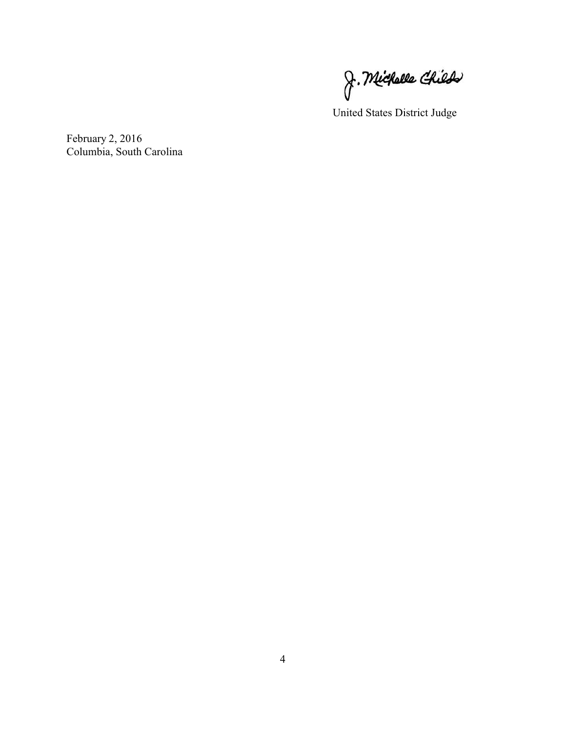J. Michelle Childs

United States District Judge

February 2, 2016
Columbia, South Carolina